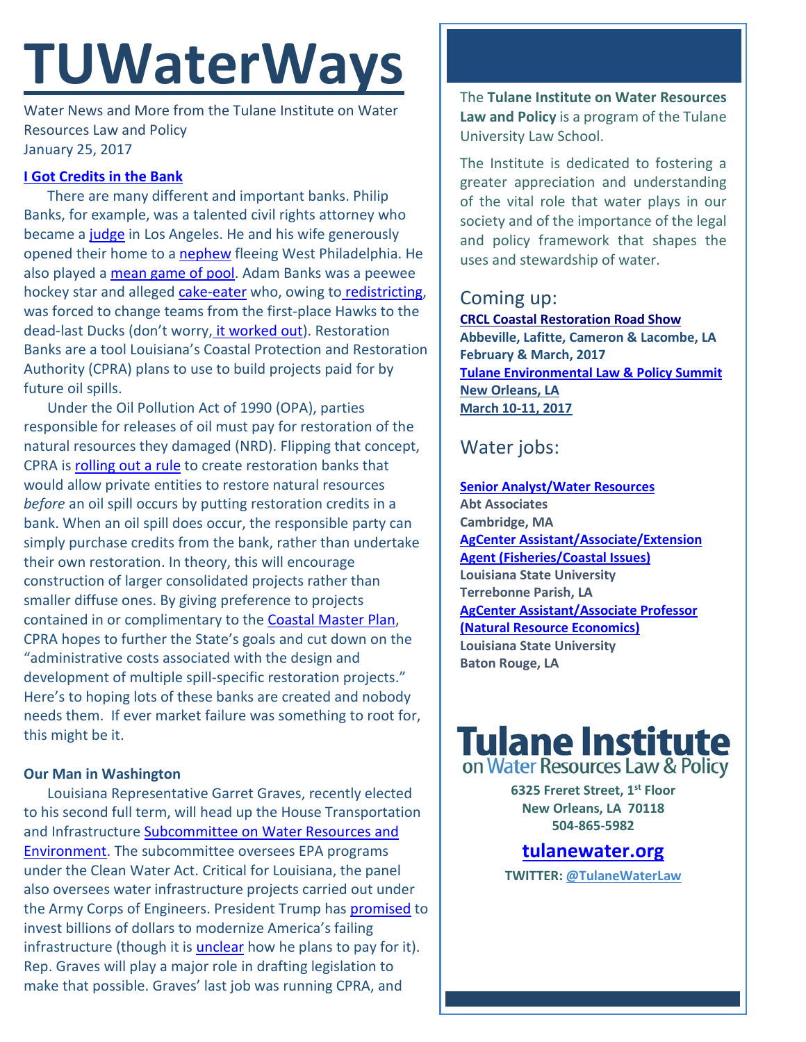# TUWaterWays

Water News and More from the Tulane Institute on Water Resources Law and Policy
January 25, 2017

### I Got Credits in the Bank

There are many different and important banks. Philip Banks, for example, was a talented civil rights attorney who became a judge in Los Angeles. He and his wife generously opened their home to a nephew fleeing West Philadelphia. He also played a mean game of pool. Adam Banks was a peewee hockey star and alleged cake-eater who, owing to redistricting, was forced to change teams from the first-place Hawks to the dead-last Ducks (don't worry, it worked out). Restoration Banks are a tool Louisiana's Coastal Protection and Restoration Authority (CPRA) plans to use to build projects paid for by future oil spills.

Under the Oil Pollution Act of 1990 (OPA), parties responsible for releases of oil must pay for restoration of the natural resources they damaged (NRD). Flipping that concept, CPRA is rolling out a rule to create restoration banks that would allow private entities to restore natural resources *before* an oil spill occurs by putting restoration credits in a bank. When an oil spill does occur, the responsible party can simply purchase credits from the bank, rather than undertake their own restoration. In theory, this will encourage construction of larger consolidated projects rather than smaller diffuse ones. By giving preference to projects contained in or complimentary to the Coastal Master Plan, CPRA hopes to further the State's goals and cut down on the "administrative costs associated with the design and development of multiple spill-specific restoration projects." Here's to hoping lots of these banks are created and nobody needs them. If ever market failure was something to root for, this might be it.

### Our Man in Washington

Louisiana Representative Garret Graves, recently elected to his second full term, will head up the House Transportation and Infrastructure Subcommittee on Water Resources and Environment. The subcommittee oversees EPA programs under the Clean Water Act. Critical for Louisiana, the panel also oversees water infrastructure projects carried out under the Army Corps of Engineers. President Trump has promised to invest billions of dollars to modernize America's failing infrastructure (though it is unclear how he plans to pay for it). Rep. Graves will play a major role in drafting legislation to make that possible. Graves' last job was running CPRA, and

The **Tulane Institute on Water Resources Law and Policy** is a program of the Tulane University Law School.

The Institute is dedicated to fostering a greater appreciation and understanding of the vital role that water plays in our society and of the importance of the legal and policy framework that shapes the uses and stewardship of water.

## Coming up:

**CRCL Coastal Restoration Road Show**
**Abbeville, Lafitte, Cameron & Lacombe, LA**
**February & March, 2017**

**Tulane Environmental Law & Policy Summit**
**New Orleans, LA**
**March 10-11, 2017**

## Water jobs:

**Senior Analyst/Water Resources**
**Abt Associates**
**Cambridge, MA**

**AgCenter Assistant/Associate/Extension Agent (Fisheries/Coastal Issues)**
**Louisiana State University**
**Terrebonne Parish, LA**

**AgCenter Assistant/Associate Professor (Natural Resource Economics)**
**Louisiana State University**
**Baton Rouge, LA**

**Tulane Institute on Water Resources Law & Policy**

**6325 Freret Street, 1st Floor**
**New Orleans, LA 70118**
**504-865-5982**

**tulanewater.org**

**TWITTER: @TulaneWaterLaw**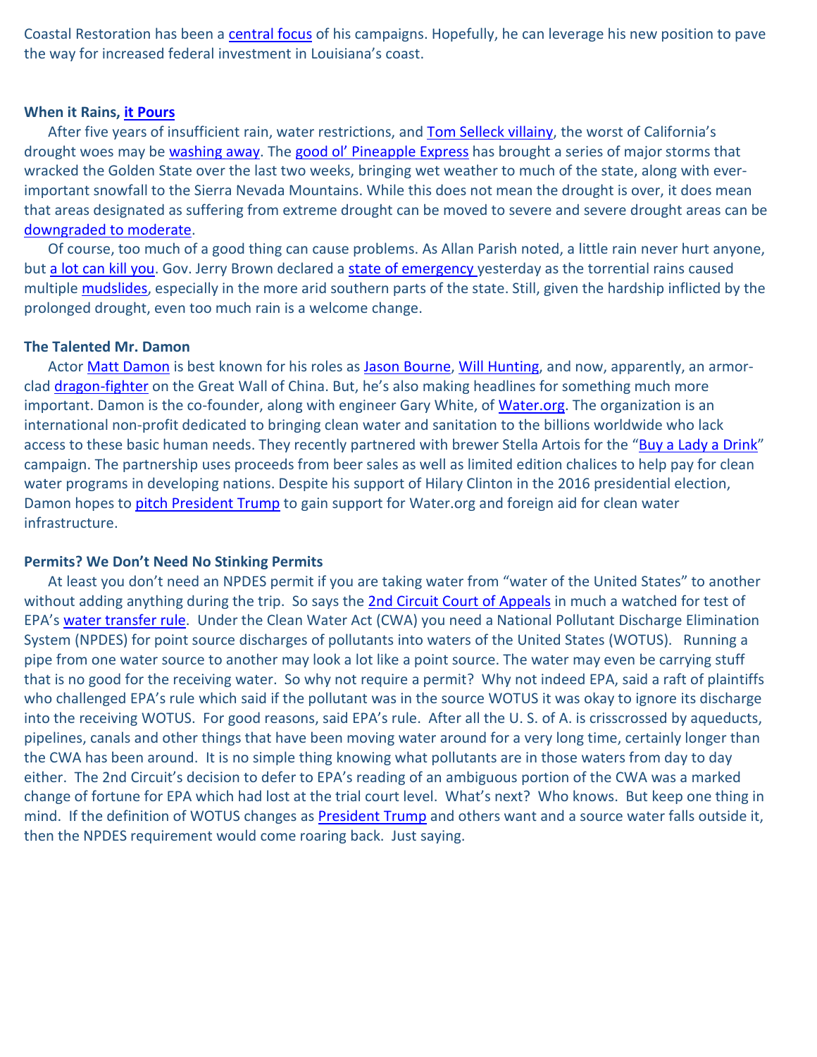Coastal Restoration has been a central focus of his campaigns. Hopefully, he can leverage his new position to pave the way for increased federal investment in Louisiana's coast.

**When it Rains, it Pours**

After five years of insufficient rain, water restrictions, and Tom Selleck villainy, the worst of California's drought woes may be washing away. The good ol' Pineapple Express has brought a series of major storms that wracked the Golden State over the last two weeks, bringing wet weather to much of the state, along with ever-important snowfall to the Sierra Nevada Mountains. While this does not mean the drought is over, it does mean that areas designated as suffering from extreme drought can be moved to severe and severe drought areas can be downgraded to moderate.

Of course, too much of a good thing can cause problems. As Allan Parish noted, a little rain never hurt anyone, but a lot can kill you. Gov. Jerry Brown declared a state of emergency yesterday as the torrential rains caused multiple mudslides, especially in the more arid southern parts of the state. Still, given the hardship inflicted by the prolonged drought, even too much rain is a welcome change.

**The Talented Mr. Damon**

Actor Matt Damon is best known for his roles as Jason Bourne, Will Hunting, and now, apparently, an armor-clad dragon-fighter on the Great Wall of China. But, he's also making headlines for something much more important. Damon is the co-founder, along with engineer Gary White, of Water.org. The organization is an international non-profit dedicated to bringing clean water and sanitation to the billions worldwide who lack access to these basic human needs. They recently partnered with brewer Stella Artois for the "Buy a Lady a Drink" campaign. The partnership uses proceeds from beer sales as well as limited edition chalices to help pay for clean water programs in developing nations. Despite his support of Hilary Clinton in the 2016 presidential election, Damon hopes to pitch President Trump to gain support for Water.org and foreign aid for clean water infrastructure.

**Permits? We Don't Need No Stinking Permits**

At least you don't need an NPDES permit if you are taking water from "water of the United States" to another without adding anything during the trip. So says the 2nd Circuit Court of Appeals in much a watched for test of EPA's water transfer rule. Under the Clean Water Act (CWA) you need a National Pollutant Discharge Elimination System (NPDES) for point source discharges of pollutants into waters of the United States (WOTUS). Running a pipe from one water source to another may look a lot like a point source. The water may even be carrying stuff that is no good for the receiving water. So why not require a permit? Why not indeed EPA, said a raft of plaintiffs who challenged EPA's rule which said if the pollutant was in the source WOTUS it was okay to ignore its discharge into the receiving WOTUS. For good reasons, said EPA's rule. After all the U. S. of A. is crisscrossed by aqueducts, pipelines, canals and other things that have been moving water around for a very long time, certainly longer than the CWA has been around. It is no simple thing knowing what pollutants are in those waters from day to day either. The 2nd Circuit's decision to defer to EPA's reading of an ambiguous portion of the CWA was a marked change of fortune for EPA which had lost at the trial court level. What's next? Who knows. But keep one thing in mind. If the definition of WOTUS changes as President Trump and others want and a source water falls outside it, then the NPDES requirement would come roaring back. Just saying.